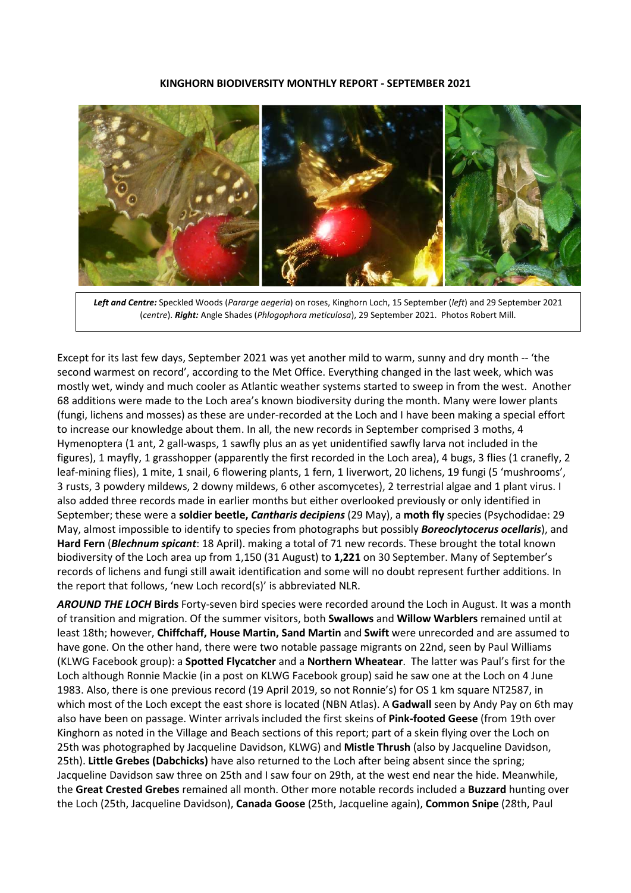**KINGHORN BIODIVERSITY MONTHLY REPORT - SEPTEMBER 2021**

***Left and Centre:*** Speckled Woods (*Pararge aegeria*) on roses, Kinghorn Loch, 15 September (*left*) and 29 September 2021 (*centre*). ***Right:*** Angle Shades (*Phlogophora meticulosa*), 29 September 2021. Photos Robert Mill.

Except for its last few days, September 2021 was yet another mild to warm, sunny and dry month -- 'the second warmest on record', according to the Met Office. Everything changed in the last week, which was mostly wet, windy and much cooler as Atlantic weather systems started to sweep in from the west. Another 68 additions were made to the Loch area's known biodiversity during the month. Many were lower plants (fungi, lichens and mosses) as these are under-recorded at the Loch and I have been making a special effort to increase our knowledge about them. In all, the new records in September comprised 3 moths, 4 Hymenoptera (1 ant, 2 gall-wasps, 1 sawfly plus an as yet unidentified sawfly larva not included in the figures), 1 mayfly, 1 grasshopper (apparently the first recorded in the Loch area), 4 bugs, 3 flies (1 cranefly, 2 leaf-mining flies), 1 mite, 1 snail, 6 flowering plants, 1 fern, 1 liverwort, 20 lichens, 19 fungi (5 'mushrooms', 3 rusts, 3 powdery mildews, 2 downy mildews, 6 other ascomycetes), 2 terrestrial algae and 1 plant virus. I also added three records made in earlier months but either overlooked previously or only identified in September; these were a **soldier beetle,** ***Cantharis decipiens*** (29 May), a **moth fly** species (Psychodidae: 29 May, almost impossible to identify to species from photographs but possibly ***Boreoclytocerus ocellaris***), and **Hard Fern** (***Blechnum spicant***: 18 April). making a total of 71 new records. These brought the total known biodiversity of the Loch area up from 1,150 (31 August) to **1,221** on 30 September. Many of September's records of lichens and fungi still await identification and some will no doubt represent further additions. In the report that follows, 'new Loch record(s)' is abbreviated NLR.

***AROUND THE LOCH*** **Birds** Forty-seven bird species were recorded around the Loch in August. It was a month of transition and migration. Of the summer visitors, both **Swallows** and **Willow Warblers** remained until at least 18th; however, **Chiffchaff, House Martin, Sand Martin** and **Swift** were unrecorded and are assumed to have gone. On the other hand, there were two notable passage migrants on 22nd, seen by Paul Williams (KLWG Facebook group): a **Spotted Flycatcher** and a **Northern Wheatear**. The latter was Paul's first for the Loch although Ronnie Mackie (in a post on KLWG Facebook group) said he saw one at the Loch on 4 June 1983. Also, there is one previous record (19 April 2019, so not Ronnie's) for OS 1 km square NT2587, in which most of the Loch except the east shore is located (NBN Atlas). A **Gadwall** seen by Andy Pay on 6th may also have been on passage. Winter arrivals included the first skeins of **Pink-footed Geese** (from 19th over Kinghorn as noted in the Village and Beach sections of this report; part of a skein flying over the Loch on 25th was photographed by Jacqueline Davidson, KLWG) and **Mistle Thrush** (also by Jacqueline Davidson, 25th). **Little Grebes (Dabchicks)** have also returned to the Loch after being absent since the spring; Jacqueline Davidson saw three on 25th and I saw four on 29th, at the west end near the hide. Meanwhile, the **Great Crested Grebes** remained all month. Other more notable records included a **Buzzard** hunting over the Loch (25th, Jacqueline Davidson), **Canada Goose** (25th, Jacqueline again), **Common Snipe** (28th, Paul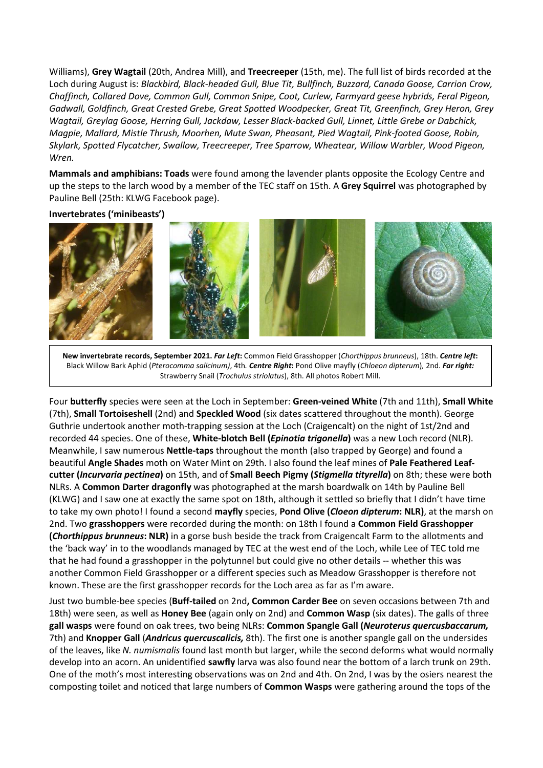Williams), **Grey Wagtail** (20th, Andrea Mill), and **Treecreeper** (15th, me). The full list of birds recorded at the Loch during August is: *Blackbird, Black-headed Gull, Blue Tit, Bullfinch, Buzzard, Canada Goose, Carrion Crow, Chaffinch, Collared Dove, Common Gull, Common Snipe, Coot, Curlew, Farmyard geese hybrids, Feral Pigeon, Gadwall, Goldfinch, Great Crested Grebe, Great Spotted Woodpecker, Great Tit, Greenfinch, Grey Heron, Grey Wagtail, Greylag Goose, Herring Gull, Jackdaw, Lesser Black-backed Gull, Linnet, Little Grebe or Dabchick, Magpie, Mallard, Mistle Thrush, Moorhen, Mute Swan, Pheasant, Pied Wagtail, Pink-footed Goose, Robin, Skylark, Spotted Flycatcher, Swallow, Treecreeper, Tree Sparrow, Wheatear, Willow Warbler, Wood Pigeon, Wren.*

**Mammals and amphibians: Toads** were found among the lavender plants opposite the Ecology Centre and up the steps to the larch wood by a member of the TEC staff on 15th. A **Grey Squirrel** was photographed by Pauline Bell (25th: KLWG Facebook page).

**Invertebrates ('minibeasts')**

**New invertebrate records, September 2021.** ***Far Left*:** Common Field Grasshopper (*Chorthippus brunneus*), 18th. ***Centre left*:** Black Willow Bark Aphid (*Pterocomma salicinum)*, 4th. ***Centre Right*:** Pond Olive mayfly (*Chloeon dipterum*), 2nd. ***Far right:*** Strawberry Snail (*Trochulus striolatus*), 8th. All photos Robert Mill.

Four **butterfly** species were seen at the Loch in September: **Green-veined White** (7th and 11th), **Small White** (7th), **Small Tortoiseshell** (2nd) and **Speckled Wood** (six dates scattered throughout the month). George Guthrie undertook another moth-trapping session at the Loch (Craigencalt) on the night of 1st/2nd and recorded 44 species. One of these, **White-blotch Bell (*Epinotia trigonella*)** was a new Loch record (NLR). Meanwhile, I saw numerous **Nettle-taps** throughout the month (also trapped by George) and found a beautiful **Angle Shades** moth on Water Mint on 29th. I also found the leaf mines of **Pale Feathered Leaf-cutter (*Incurvaria pectinea*)** on 15th, and of **Small Beech Pigmy (*Stigmella tityrella*)** on 8th; these were both NLRs. A **Common Darter dragonfly** was photographed at the marsh boardwalk on 14th by Pauline Bell (KLWG) and I saw one at exactly the same spot on 18th, although it settled so briefly that I didn't have time to take my own photo! I found a second **mayfly** species, **Pond Olive (*Cloeon dipterum*: NLR)**, at the marsh on 2nd. Two **grasshoppers** were recorded during the month: on 18th I found a **Common Field Grasshopper (*Chorthippus brunneus*: NLR)** in a gorse bush beside the track from Craigencalt Farm to the allotments and the 'back way' in to the woodlands managed by TEC at the west end of the Loch, while Lee of TEC told me that he had found a grasshopper in the polytunnel but could give no other details -- whether this was another Common Field Grasshopper or a different species such as Meadow Grasshopper is therefore not known. These are the first grasshopper records for the Loch area as far as I'm aware.

Just two bumble-bee species (**Buff-tailed** on 2nd**, Common Carder Bee** on seven occasions between 7th and 18th) were seen, as well as **Honey Bee** (again only on 2nd) and **Common Wasp** (six dates). The galls of three **gall wasps** were found on oak trees, two being NLRs: **Common Spangle Gall (*Neuroterus quercusbaccarum,*** 7th) and **Knopper Gall** (***Andricus quercuscalicis,*** 8th). The first one is another spangle gall on the undersides of the leaves, like *N. numismalis* found last month but larger, while the second deforms what would normally develop into an acorn. An unidentified **sawfly** larva was also found near the bottom of a larch trunk on 29th. One of the moth's most interesting observations was on 2nd and 4th. On 2nd, I was by the osiers nearest the composting toilet and noticed that large numbers of **Common Wasps** were gathering around the tops of the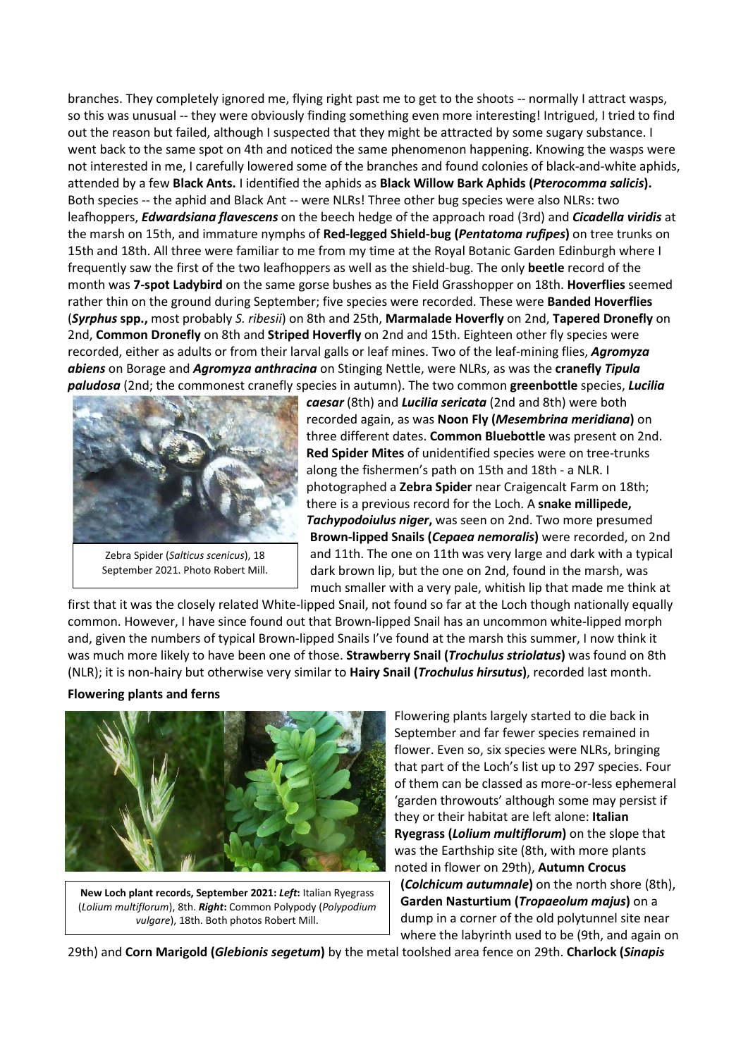branches. They completely ignored me, flying right past me to get to the shoots -- normally I attract wasps, so this was unusual -- they were obviously finding something even more interesting! Intrigued, I tried to find out the reason but failed, although I suspected that they might be attracted by some sugary substance. I went back to the same spot on 4th and noticed the same phenomenon happening. Knowing the wasps were not interested in me, I carefully lowered some of the branches and found colonies of black-and-white aphids, attended by a few **Black Ants.** I identified the aphids as **Black Willow Bark Aphids (*Pterocomma salicis*).** Both species -- the aphid and Black Ant -- were NLRs! Three other bug species were also NLRs: two leafhoppers, ***Edwardsiana flavescens*** on the beech hedge of the approach road (3rd) and ***Cicadella viridis*** at the marsh on 15th, and immature nymphs of **Red-legged Shield-bug (*Pentatoma rufipes*)** on tree trunks on 15th and 18th. All three were familiar to me from my time at the Royal Botanic Garden Edinburgh where I frequently saw the first of the two leafhoppers as well as the shield-bug. The only **beetle** record of the month was **7-spot Ladybird** on the same gorse bushes as the Field Grasshopper on 18th. **Hoverflies** seemed rather thin on the ground during September; five species were recorded. These were **Banded Hoverflies** (***Syrphus*** **spp.,** most probably *S. ribesii*) on 8th and 25th, **Marmalade Hoverfly** on 2nd, **Tapered Dronefly** on 2nd, **Common Dronefly** on 8th and **Striped Hoverfly** on 2nd and 15th. Eighteen other fly species were recorded, either as adults or from their larval galls or leaf mines. Two of the leaf-mining flies, ***Agromyza abiens*** on Borage and ***Agromyza anthracina*** on Stinging Nettle, were NLRs, as was the **cranefly *Tipula paludosa*** (2nd; the commonest cranefly species in autumn). The two common **greenbottle** species, ***Lucilia caesar*** (8th) and ***Lucilia sericata*** (2nd and 8th) were both recorded again, as was **Noon Fly (*Mesembrina meridiana*)** on three different dates. **Common Bluebottle** was present on 2nd. **Red Spider Mites** of unidentified species were on tree-trunks along the fishermen's path on 15th and 18th - a NLR. I photographed a **Zebra Spider** near Craigencalt Farm on 18th; there is a previous record for the Loch. A **snake millipede, *Tachypodoiulus niger*,** was seen on 2nd. Two more presumed **Brown-lipped Snails (*Cepaea nemoralis*)** were recorded, on 2nd and 11th. The one on 11th was very large and dark with a typical dark brown lip, but the one on 2nd, found in the marsh, was much smaller with a very pale, whitish lip that made me think at first that it was the closely related White-lipped Snail, not found so far at the Loch though nationally equally common. However, I have since found out that Brown-lipped Snail has an uncommon white-lipped morph and, given the numbers of typical Brown-lipped Snails I've found at the marsh this summer, I now think it was much more likely to have been one of those. **Strawberry Snail (*Trochulus striolatus*)** was found on 8th (NLR); it is non-hairy but otherwise very similar to **Hairy Snail (*Trochulus hirsutus*)**, recorded last month.

Zebra Spider (*Salticus scenicus*), 18 September 2021. Photo Robert Mill.

**Flowering plants and ferns**

**New Loch plant records, September 2021: *Left*:** Italian Ryegrass (*Lolium multiflorum*), 8th. ***Right*:** Common Polypody (*Polypodium vulgare*), 18th. Both photos Robert Mill.

Flowering plants largely started to die back in September and far fewer species remained in flower. Even so, six species were NLRs, bringing that part of the Loch's list up to 297 species. Four of them can be classed as more-or-less ephemeral 'garden throwouts' although some may persist if they or their habitat are left alone: **Italian Ryegrass (*Lolium multiflorum*)** on the slope that was the Earthship site (8th, with more plants noted in flower on 29th), **Autumn Crocus (*Colchicum autumnale*)** on the north shore (8th), **Garden Nasturtium (*Tropaeolum majus*)** on a dump in a corner of the old polytunnel site near where the labyrinth used to be (9th, and again on 29th) and **Corn Marigold (*Glebionis segetum*)** by the metal toolshed area fence on 29th. **Charlock (*Sinapis**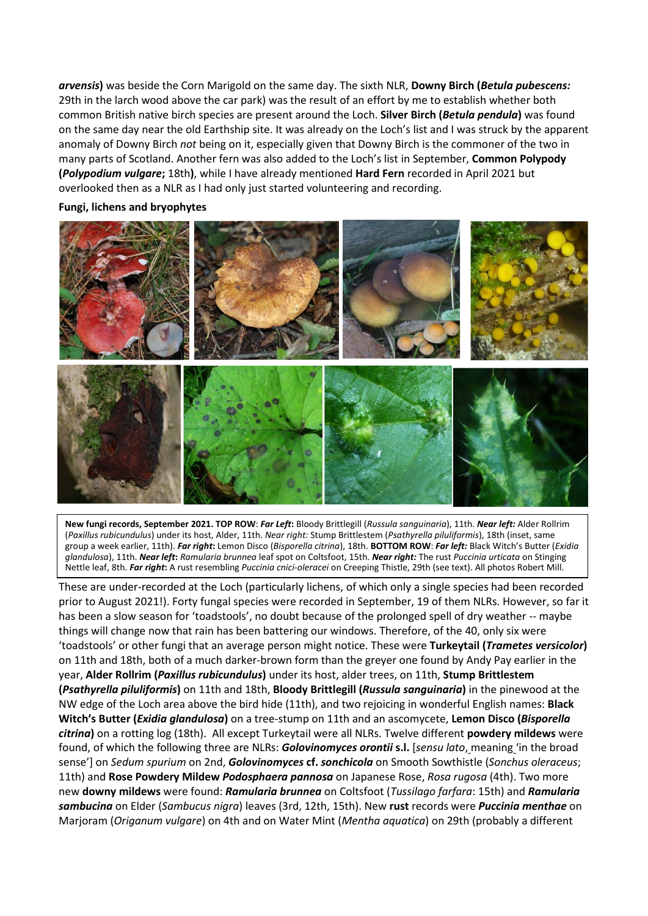***arvensis*)** was beside the Corn Marigold on the same day. The sixth NLR, **Downy Birch (*Betula pubescens:*** 29th in the larch wood above the car park) was the result of an effort by me to establish whether both common British native birch species are present around the Loch. **Silver Birch (*Betula pendula*)** was found on the same day near the old Earthship site. It was already on the Loch's list and I was struck by the apparent anomaly of Downy Birch *not* being on it, especially given that Downy Birch is the commoner of the two in many parts of Scotland. Another fern was also added to the Loch's list in September, **Common Polypody (*Polypodium vulgare*;** 18th**)**, while I have already mentioned **Hard Fern** recorded in April 2021 but overlooked then as a NLR as I had only just started volunteering and recording.

**Fungi, lichens and bryophytes**

**New fungi records, September 2021. TOP ROW**: ***Far Left*:** Bloody Brittlegill (*Russula sanguinaria*), 11th. ***Near left:*** Alder Rollrim (*Paxillus rubicundulus*) under its host, Alder, 11th. *Near right:* Stump Brittlestem (*Psathyrella piluliformis*), 18th (inset, same group a week earlier, 11th). ***Far right*:** Lemon Disco (*Bisporella citrina*), 18th. **BOTTOM ROW**: ***Far left:*** Black Witch's Butter (*Exidia glandulosa*), 11th. ***Near left*:** *Ramularia brunnea* leaf spot on Coltsfoot, 15th. ***Near right:*** The rust *Puccinia urticata* on Stinging Nettle leaf, 8th. ***Far right*:** A rust resembling *Puccinia cnici-oleracei* on Creeping Thistle, 29th (see text). All photos Robert Mill.

These are under-recorded at the Loch (particularly lichens, of which only a single species had been recorded prior to August 2021!). Forty fungal species were recorded in September, 19 of them NLRs. However, so far it has been a slow season for 'toadstools', no doubt because of the prolonged spell of dry weather -- maybe things will change now that rain has been battering our windows. Therefore, of the 40, only six were 'toadstools' or other fungi that an average person might notice. These were **Turkeytail (*Trametes versicolor*)** on 11th and 18th, both of a much darker-brown form than the greyer one found by Andy Pay earlier in the year, **Alder Rollrim (*Paxillus rubicundulus*)** under its host, alder trees, on 11th, **Stump Brittlestem (*Psathyrella piluliformis*)** on 11th and 18th, **Bloody Brittlegill (*Russula sanguinaria*)** in the pinewood at the NW edge of the Loch area above the bird hide (11th), and two rejoicing in wonderful English names: **Black Witch's Butter (*Exidia glandulosa*)** on a tree-stump on 11th and an ascomycete, **Lemon Disco (*Bisporella citrina*)** on a rotting log (18th). All except Turkeytail were all NLRs. Twelve different **powdery mildews** were found, of which the following three are NLRs: ***Golovinomyces orontii* s.l.** [*sensu lato*, meaning 'in the broad sense'] on *Sedum spurium* on 2nd, ***Golovinomyces* cf. *sonchicola*** on Smooth Sowthistle (*Sonchus oleraceus*; 11th) and **Rose Powdery Mildew *Podosphaera pannosa*** on Japanese Rose, *Rosa rugosa* (4th). Two more new **downy mildews** were found: ***Ramularia brunnea*** on Coltsfoot (*Tussilago farfara*: 15th) and ***Ramularia sambucina*** on Elder (*Sambucus nigra*) leaves (3rd, 12th, 15th). New **rust** records were ***Puccinia menthae*** on Marjoram (*Origanum vulgare*) on 4th and on Water Mint (*Mentha aquatica*) on 29th (probably a different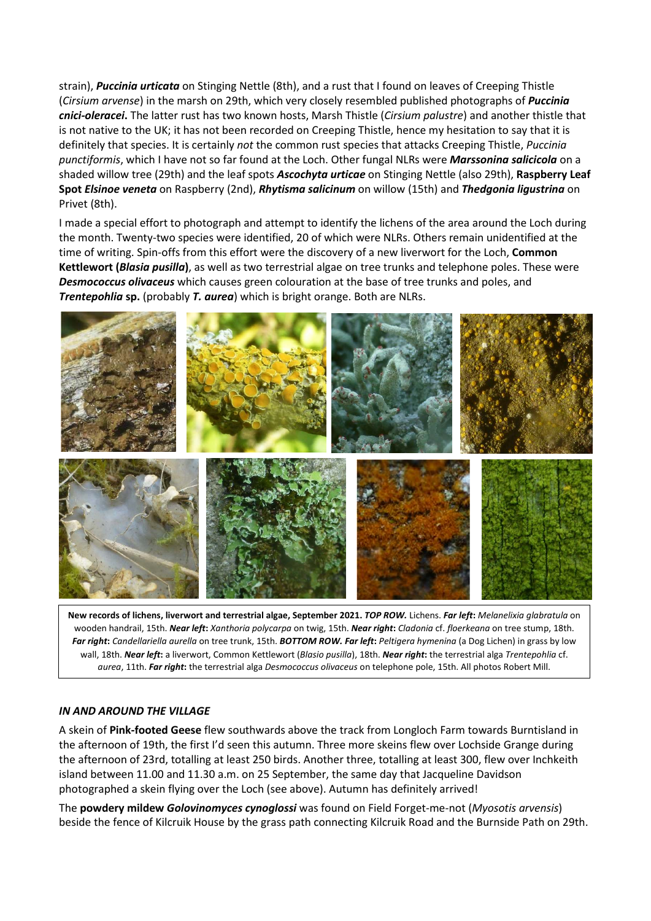strain), ***Puccinia urticata*** on Stinging Nettle (8th), and a rust that I found on leaves of Creeping Thistle (*Cirsium arvense*) in the marsh on 29th, which very closely resembled published photographs of ***Puccinia cnici-oleracei***. The latter rust has two known hosts, Marsh Thistle (*Cirsium palustre*) and another thistle that is not native to the UK; it has not been recorded on Creeping Thistle, hence my hesitation to say that it is definitely that species. It is certainly *not* the common rust species that attacks Creeping Thistle, *Puccinia punctiformis*, which I have not so far found at the Loch. Other fungal NLRs were ***Marssonina salicicola*** on a shaded willow tree (29th) and the leaf spots ***Ascochyta urticae*** on Stinging Nettle (also 29th), **Raspberry Leaf Spot *Elsinoe veneta*** on Raspberry (2nd), ***Rhytisma salicinum*** on willow (15th) and ***Thedgonia ligustrina*** on Privet (8th).

I made a special effort to photograph and attempt to identify the lichens of the area around the Loch during the month. Twenty-two species were identified, 20 of which were NLRs. Others remain unidentified at the time of writing. Spin-offs from this effort were the discovery of a new liverwort for the Loch, **Common Kettlewort (*Blasia pusilla*)**, as well as two terrestrial algae on tree trunks and telephone poles. These were ***Desmococcus olivaceus*** which causes green colouration at the base of tree trunks and poles, and ***Trentepohlia* sp.** (probably ***T. aurea***) which is bright orange. Both are NLRs.

**New records of lichens, liverwort and terrestrial algae, September 2021.** ***TOP ROW.*** Lichens. ***Far left*:** *Melanelixia glabratula* on wooden handrail, 15th. ***Near left*:** *Xanthoria polycarpa* on twig, 15th. ***Near right*:** *Cladonia* cf. *floerkeana* on tree stump, 18th. ***Far right*:** *Candellariella aurella* on tree trunk, 15th. ***BOTTOM ROW. Far left*:** *Peltigera hymenina* (a Dog Lichen) in grass by low wall, 18th. ***Near left*:** a liverwort, Common Kettlewort (*Blasio pusilla*), 18th. ***Near right*:** the terrestrial alga *Trentepohlia* cf. *aurea*, 11th. ***Far right*:** the terrestrial alga *Desmococcus olivaceus* on telephone pole, 15th. All photos Robert Mill.

### *IN AND AROUND THE VILLAGE*

A skein of **Pink-footed Geese** flew southwards above the track from Longloch Farm towards Burntisland in the afternoon of 19th, the first I'd seen this autumn. Three more skeins flew over Lochside Grange during the afternoon of 23rd, totalling at least 250 birds. Another three, totalling at least 300, flew over Inchkeith island between 11.00 and 11.30 a.m. on 25 September, the same day that Jacqueline Davidson photographed a skein flying over the Loch (see above). Autumn has definitely arrived!

The **powdery mildew *Golovinomyces cynoglossi*** was found on Field Forget-me-not (*Myosotis arvensis*) beside the fence of Kilcruik House by the grass path connecting Kilcruik Road and the Burnside Path on 29th.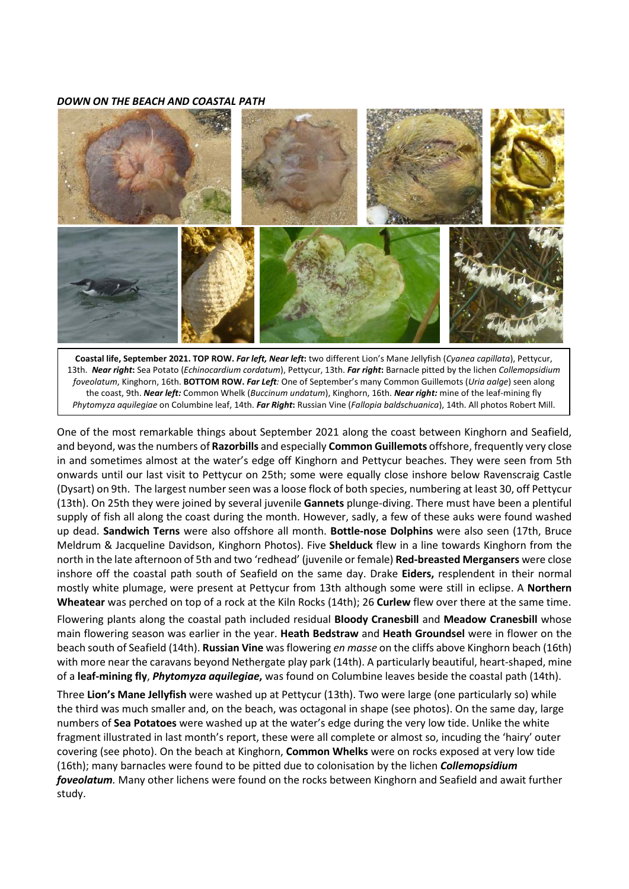***DOWN ON THE BEACH AND COASTAL PATH***

**Coastal life, September 2021. TOP ROW. *Far left, Near left*:** two different Lion's Mane Jellyfish (*Cyanea capillata*), Pettycur, 13th. ***Near right*:** Sea Potato (*Echinocardium cordatum*), Pettycur, 13th. ***Far right*:** Barnacle pitted by the lichen *Collemopsidium foveolatum*, Kinghorn, 16th. **BOTTOM ROW. *Far Left*:** One of September's many Common Guillemots (*Uria aalge*) seen along the coast, 9th. ***Near left:*** Common Whelk (*Buccinum undatum*), Kinghorn, 16th. ***Near right:*** mine of the leaf-mining fly *Phytomyza aquilegiae* on Columbine leaf, 14th. ***Far Right*:** Russian Vine (*Fallopia baldschuanica*), 14th. All photos Robert Mill.

One of the most remarkable things about September 2021 along the coast between Kinghorn and Seafield, and beyond, was the numbers of **Razorbills** and especially **Common Guillemots** offshore, frequently very close in and sometimes almost at the water's edge off Kinghorn and Pettycur beaches. They were seen from 5th onwards until our last visit to Pettycur on 25th; some were equally close inshore below Ravenscraig Castle (Dysart) on 9th. The largest number seen was a loose flock of both species, numbering at least 30, off Pettycur (13th). On 25th they were joined by several juvenile **Gannets** plunge-diving. There must have been a plentiful supply of fish all along the coast during the month. However, sadly, a few of these auks were found washed up dead. **Sandwich Terns** were also offshore all month. **Bottle-nose Dolphins** were also seen (17th, Bruce Meldrum & Jacqueline Davidson, Kinghorn Photos). Five **Shelduck** flew in a line towards Kinghorn from the north in the late afternoon of 5th and two 'redhead' (juvenile or female) **Red-breasted Mergansers** were close inshore off the coastal path south of Seafield on the same day. Drake **Eiders,** resplendent in their normal mostly white plumage, were present at Pettycur from 13th although some were still in eclipse. A **Northern Wheatear** was perched on top of a rock at the Kiln Rocks (14th); 26 **Curlew** flew over there at the same time.

Flowering plants along the coastal path included residual **Bloody Cranesbill** and **Meadow Cranesbill** whose main flowering season was earlier in the year. **Heath Bedstraw** and **Heath Groundsel** were in flower on the beach south of Seafield (14th). **Russian Vine** was flowering *en masse* on the cliffs above Kinghorn beach (16th) with more near the caravans beyond Nethergate play park (14th). A particularly beautiful, heart-shaped, mine of a **leaf-mining fly**, ***Phytomyza aquilegiae*,** was found on Columbine leaves beside the coastal path (14th).

Three **Lion's Mane Jellyfish** were washed up at Pettycur (13th). Two were large (one particularly so) while the third was much smaller and, on the beach, was octagonal in shape (see photos). On the same day, large numbers of **Sea Potatoes** were washed up at the water's edge during the very low tide. Unlike the white fragment illustrated in last month's report, these were all complete or almost so, incuding the 'hairy' outer covering (see photo). On the beach at Kinghorn, **Common Whelks** were on rocks exposed at very low tide (16th); many barnacles were found to be pitted due to colonisation by the lichen ***Collemopsidium foveolatum***. Many other lichens were found on the rocks between Kinghorn and Seafield and await further study.